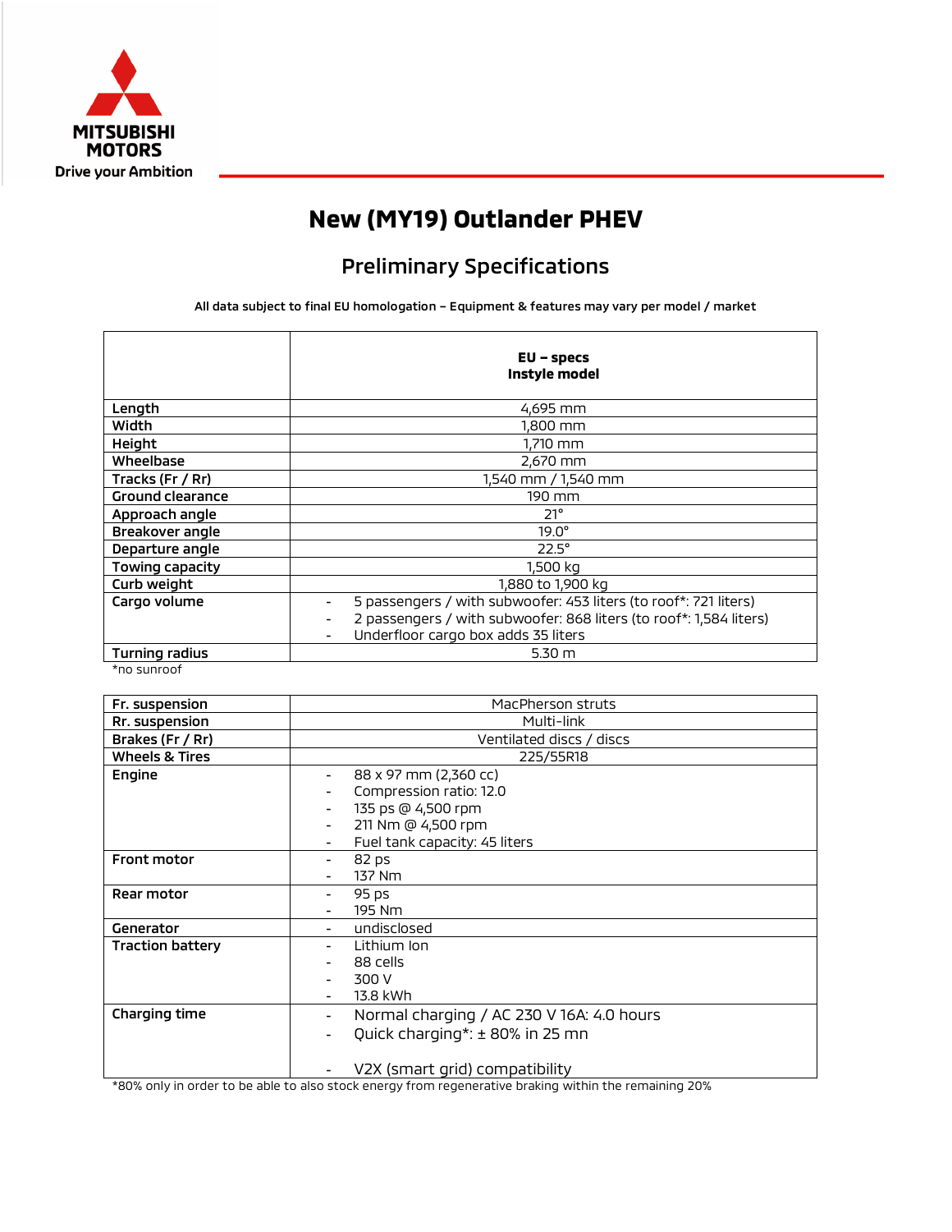MITSUBISHI MOTORS
Drive your Ambition

# New (MY19) Outlander PHEV

## Preliminary Specifications

**All data subject to final EU homologation – Equipment & features may vary per model / market**

| | **EU – specs Instyle model** |
|---|---|
| **Length** | 4,695 mm |
| **Width** | 1,800 mm |
| **Height** | 1,710 mm |
| **Wheelbase** | 2,670 mm |
| **Tracks (Fr / Rr)** | 1,540 mm / 1,540 mm |
| **Ground clearance** | 190 mm |
| **Approach angle** | 21° |
| **Breakover angle** | 19.0° |
| **Departure angle** | 22.5° |
| **Towing capacity** | 1,500 kg |
| **Curb weight** | 1,880 to 1,900 kg |
| **Cargo volume** | - 5 passengers / with subwoofer: 453 liters (to roof*: 721 liters)<br>- 2 passengers / with subwoofer: 868 liters (to roof*: 1,584 liters)<br>- Underfloor cargo box adds 35 liters |
| **Turning radius** | 5.30 m |

*no sunroof

| | |
|---|---|
| **Fr. suspension** | MacPherson struts |
| **Rr. suspension** | Multi-link |
| **Brakes (Fr / Rr)** | Ventilated discs / discs |
| **Wheels & Tires** | 225/55R18 |
| **Engine** | - 88 x 97 mm (2,360 cc)<br>- Compression ratio: 12.0<br>- 135 ps @ 4,500 rpm<br>- 211 Nm @ 4,500 rpm<br>- Fuel tank capacity: 45 liters |
| **Front motor** | - 82 ps<br>- 137 Nm |
| **Rear motor** | - 95 ps<br>- 195 Nm |
| **Generator** | - undisclosed |
| **Traction battery** | - Lithium Ion<br>- 88 cells<br>- 300 V<br>- 13.8 kWh |
| **Charging time** | - Normal charging / AC 230 V 16A: 4.0 hours<br>- Quick charging*: ± 80% in 25 mn<br><br>- V2X (smart grid) compatibility |

*80% only in order to be able to also stock energy from regenerative braking within the remaining 20%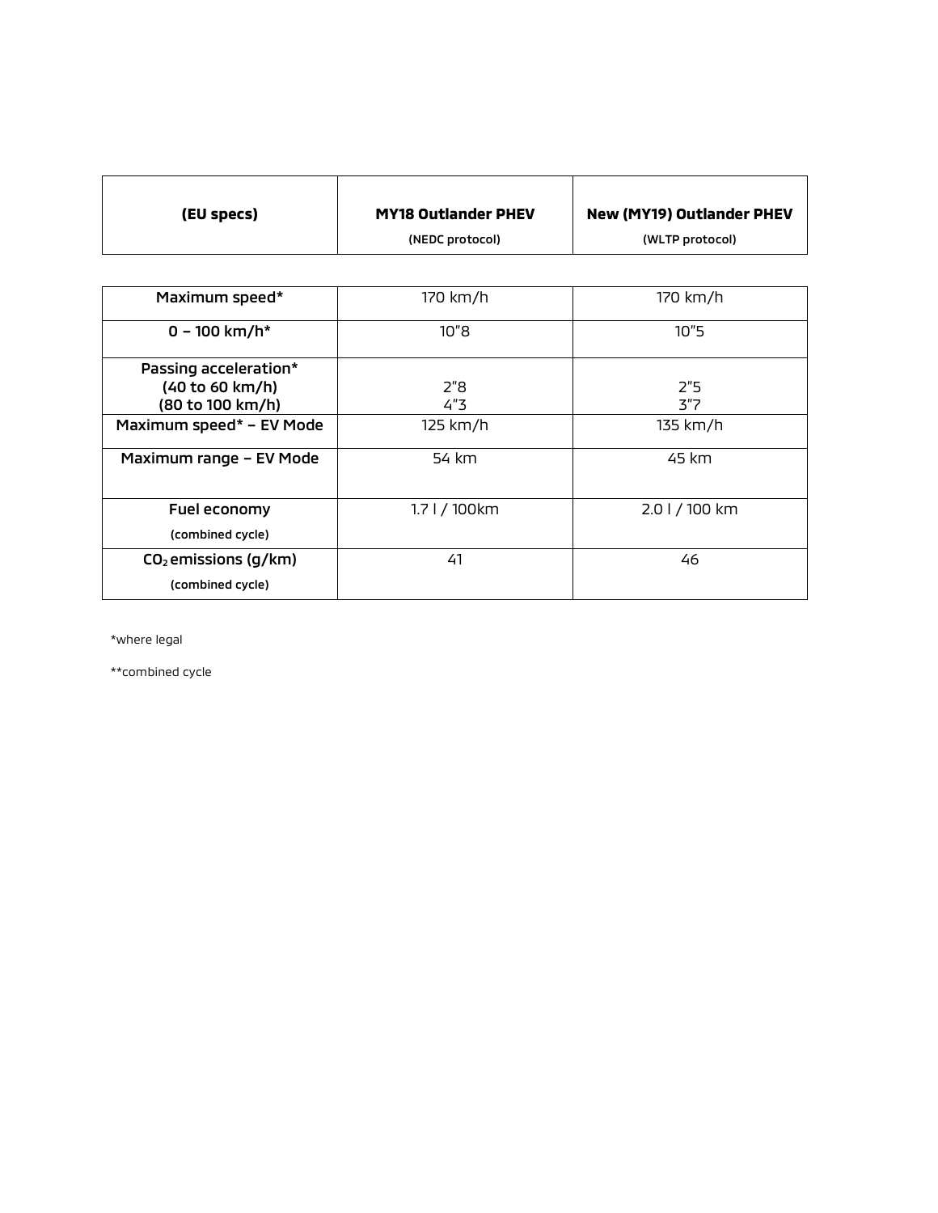| (EU specs) | MY18 Outlander PHEV (NEDC protocol) | New (MY19) Outlander PHEV (WLTP protocol) |
| --- | --- | --- |
| Maximum speed* | 170 km/h | 170 km/h |
| 0 – 100 km/h* | 10"8 | 10"5 |
| Passing acceleration* (40 to 60 km/h) (80 to 100 km/h) | 2"8 4"3 | 2"5 3"7 |
| Maximum speed* – EV Mode | 125 km/h | 135 km/h |
| Maximum range – EV Mode | 54 km | 45 km |
| Fuel economy (combined cycle) | 1.7 l / 100km | 2.0 l / 100 km |
| $CO_2$ emissions (g/km) (combined cycle) | 41 | 46 |

*where legal

**combined cycle